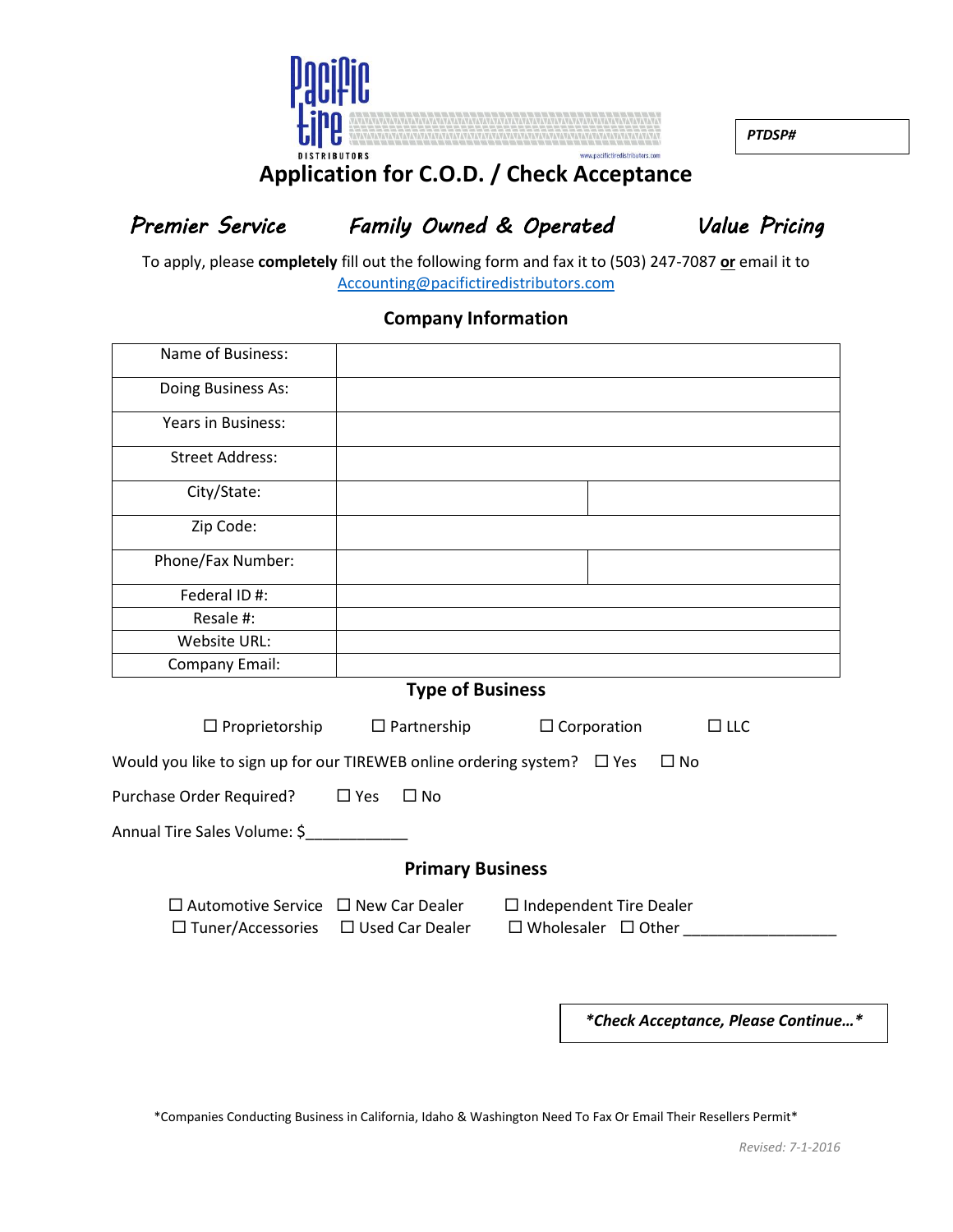PTDSP#

# Application for C.O.D. / Check Acceptance

*Premier Service* *Family Owned & Operated* *Value Pricing*

To apply, please **completely** fill out the following form and fax it to (503) 247-7087 **or** email it to Accounting@pacifictiredistributors.com

## Company Information

| | | |
|---|---|---|
| Name of Business: | | |
| Doing Business As: | | |
| Years in Business: | | |
| Street Address: | | |
| City/State: | | |
| Zip Code: | | |
| Phone/Fax Number: | | |
| Federal ID #: | | |
| Resale #: | | |
| Website URL: | | |
| Company Email: | | |

## Type of Business

☐ Proprietorship ☐ Partnership ☐ Corporation ☐ LLC

Would you like to sign up for our TIREWEB online ordering system? ☐ Yes ☐ No

Purchase Order Required? ☐ Yes ☐ No

Annual Tire Sales Volume: $____________

## Primary Business

☐ Automotive Service ☐ New Car Dealer ☐ Independent Tire Dealer
☐ Tuner/Accessories ☐ Used Car Dealer ☐ Wholesaler ☐ Other __________________

***Check Acceptance, Please Continue…***

*Companies Conducting Business in California, Idaho & Washington Need To Fax Or Email Their Resellers Permit*

*Revised: 7-1-2016*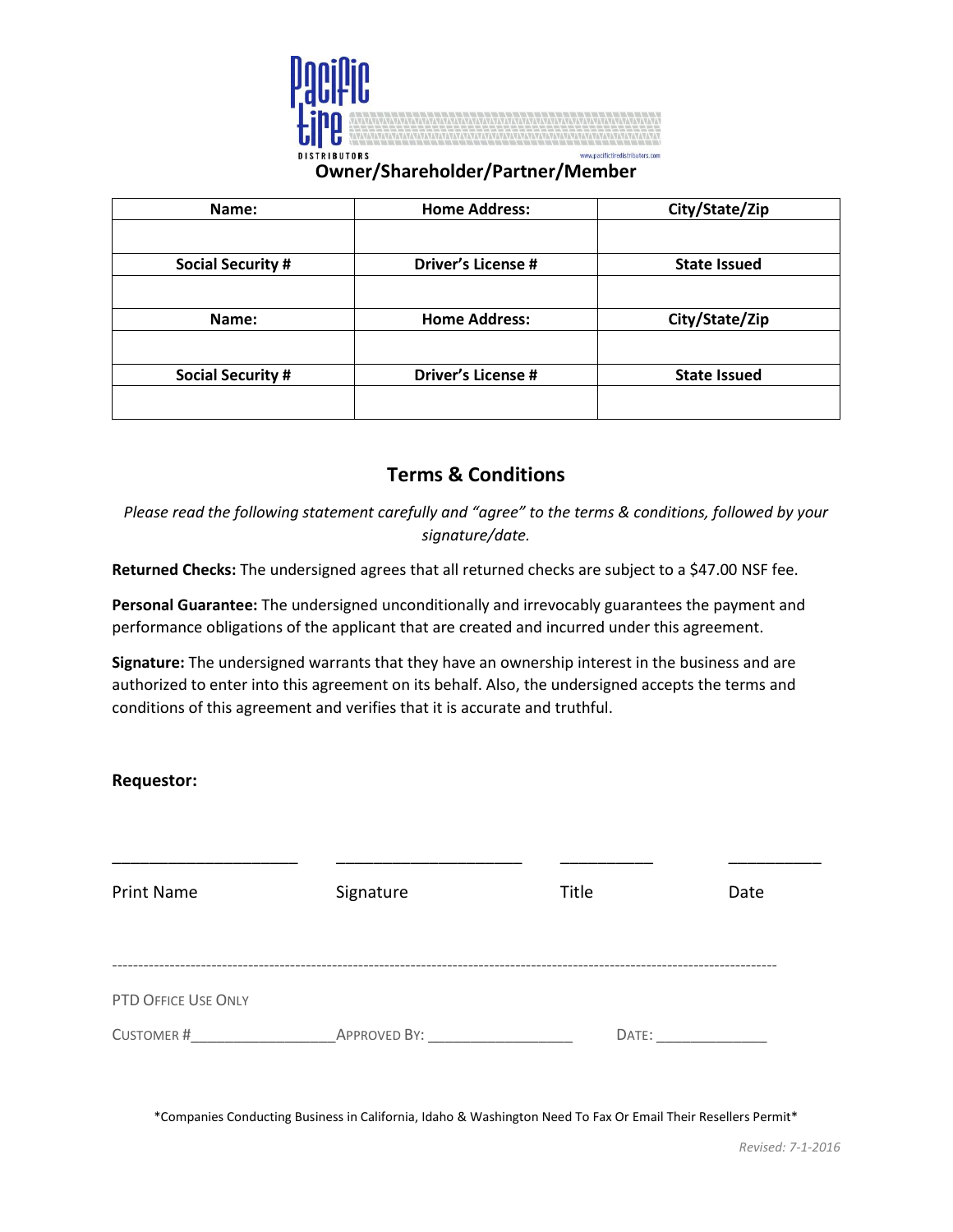Pacific Tire DISTRIBUTORS

www.pacifictiredistributors.com

## Owner/Shareholder/Partner/Member

| Name: | Home Address: | City/State/Zip |
|---|---|---|
| | | |
| **Social Security #** | **Driver's License #** | **State Issued** |
| | | |
| **Name:** | **Home Address:** | **City/State/Zip** |
| | | |
| **Social Security #** | **Driver's License #** | **State Issued** |
| | | |

## Terms & Conditions

*Please read the following statement carefully and "agree" to the terms & conditions, followed by your signature/date.*

**Returned Checks:** The undersigned agrees that all returned checks are subject to a $47.00 NSF fee.

**Personal Guarantee:** The undersigned unconditionally and irrevocably guarantees the payment and performance obligations of the applicant that are created and incurred under this agreement.

**Signature:** The undersigned warrants that they have an ownership interest in the business and are authorized to enter into this agreement on its behalf. Also, the undersigned accepts the terms and conditions of this agreement and verifies that it is accurate and truthful.

**Requestor:**

_____________________ _____________________ __________ __________

Print Name Signature Title Date

---

PTD OFFICE USE ONLY

CUSTOMER #________________ APPROVED BY: ________________ DATE: ____________

*Companies Conducting Business in California, Idaho & Washington Need To Fax Or Email Their Resellers Permit*

*Revised: 7-1-2016*